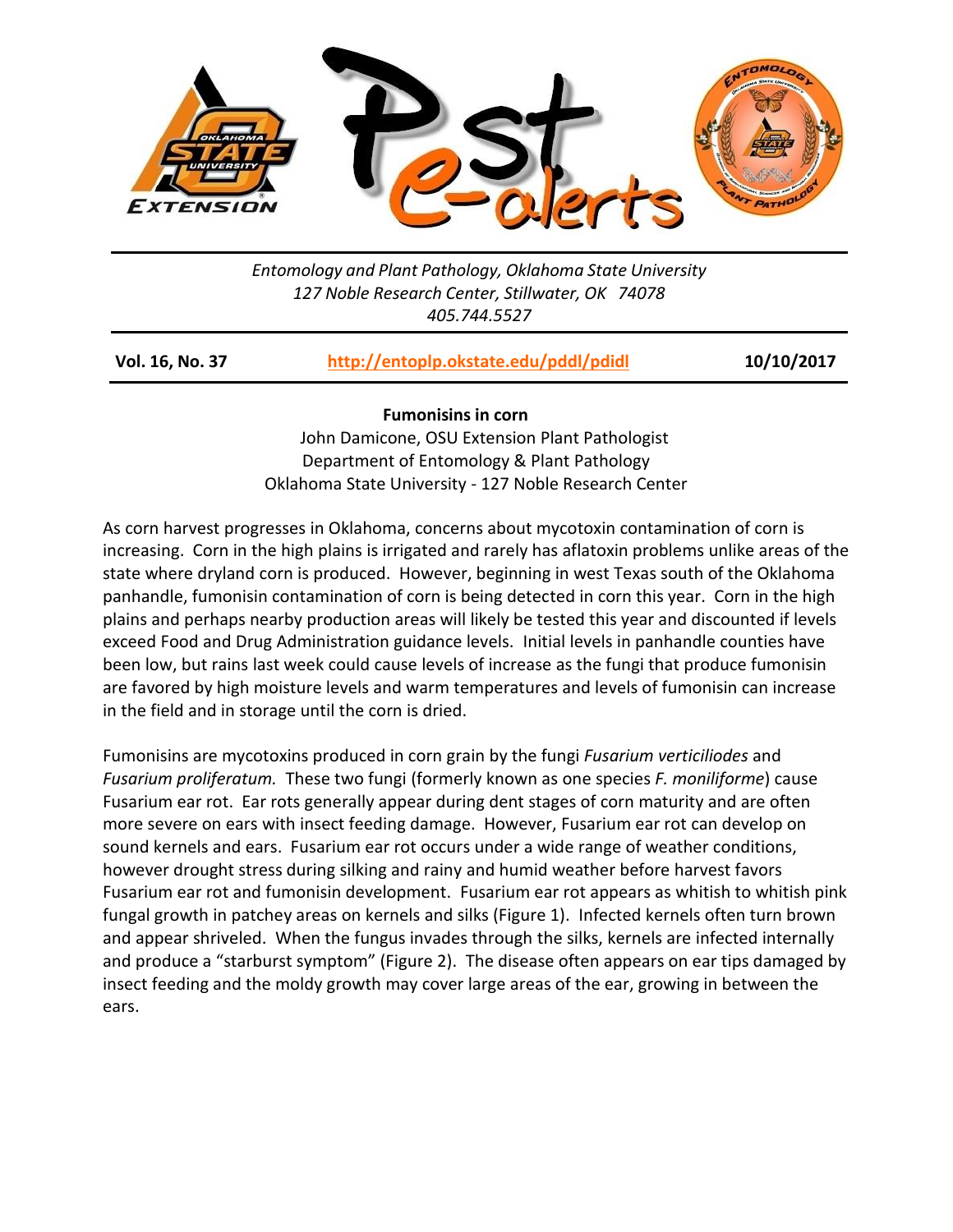*Entomology and Plant Pathology, Oklahoma State University*
*127 Noble Research Center, Stillwater, OK 74078*
*405.744.5527*

**Vol. 16, No. 37** **http://entoplp.okstate.edu/pddl/pdidl** **10/10/2017**

## Fumonisins in corn

John Damicone, OSU Extension Plant Pathologist
Department of Entomology & Plant Pathology
Oklahoma State University - 127 Noble Research Center

As corn harvest progresses in Oklahoma, concerns about mycotoxin contamination of corn is increasing. Corn in the high plains is irrigated and rarely has aflatoxin problems unlike areas of the state where dryland corn is produced. However, beginning in west Texas south of the Oklahoma panhandle, fumonisin contamination of corn is being detected in corn this year. Corn in the high plains and perhaps nearby production areas will likely be tested this year and discounted if levels exceed Food and Drug Administration guidance levels. Initial levels in panhandle counties have been low, but rains last week could cause levels of increase as the fungi that produce fumonisin are favored by high moisture levels and warm temperatures and levels of fumonisin can increase in the field and in storage until the corn is dried.

Fumonisins are mycotoxins produced in corn grain by the fungi *Fusarium verticiliodes* and *Fusarium proliferatum.* These two fungi (formerly known as one species *F. moniliforme*) cause Fusarium ear rot. Ear rots generally appear during dent stages of corn maturity and are often more severe on ears with insect feeding damage. However, Fusarium ear rot can develop on sound kernels and ears. Fusarium ear rot occurs under a wide range of weather conditions, however drought stress during silking and rainy and humid weather before harvest favors Fusarium ear rot and fumonisin development. Fusarium ear rot appears as whitish to whitish pink fungal growth in patchey areas on kernels and silks (Figure 1). Infected kernels often turn brown and appear shriveled. When the fungus invades through the silks, kernels are infected internally and produce a "starburst symptom" (Figure 2). The disease often appears on ear tips damaged by insect feeding and the moldy growth may cover large areas of the ear, growing in between the ears.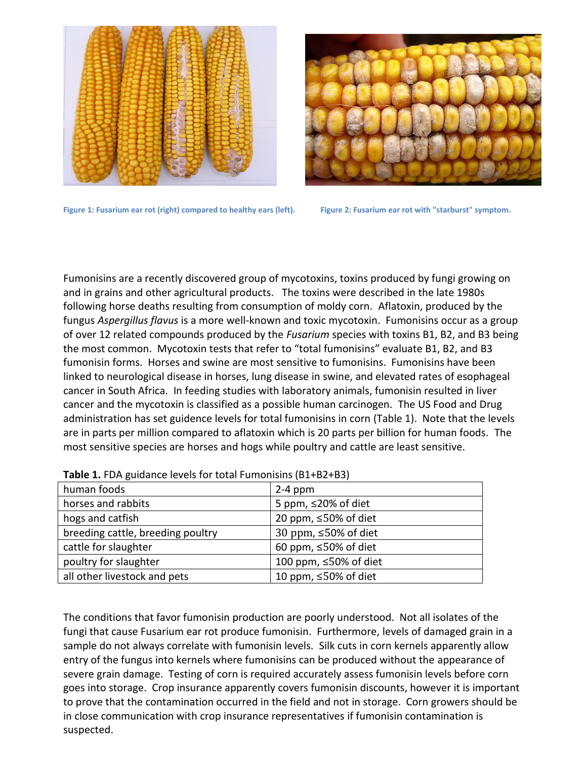Figure 1: Fusarium ear rot (right) compared to healthy ears (left).

Figure 2: Fusarium ear rot with "starburst" symptom.

Fumonisins are a recently discovered group of mycotoxins, toxins produced by fungi growing on and in grains and other agricultural products. The toxins were described in the late 1980s following horse deaths resulting from consumption of moldy corn. Aflatoxin, produced by the fungus *Aspergillus flavus* is a more well-known and toxic mycotoxin. Fumonisins occur as a group of over 12 related compounds produced by the *Fusarium* species with toxins B1, B2, and B3 being the most common. Mycotoxin tests that refer to "total fumonisins" evaluate B1, B2, and B3 fumonisin forms. Horses and swine are most sensitive to fumonisins. Fumonisins have been linked to neurological disease in horses, lung disease in swine, and elevated rates of esophageal cancer in South Africa. In feeding studies with laboratory animals, fumonisin resulted in liver cancer and the mycotoxin is classified as a possible human carcinogen. The US Food and Drug administration has set guidence levels for total fumonisins in corn (Table 1). Note that the levels are in parts per million compared to aflatoxin which is 20 parts per billion for human foods. The most sensitive species are horses and hogs while poultry and cattle are least sensitive.

**Table 1.** FDA guidance levels for total Fumonisins (B1+B2+B3)

| | |
|---|---|
| human foods | 2-4 ppm |
| horses and rabbits | 5 ppm, ≤20% of diet |
| hogs and catfish | 20 ppm, ≤50% of diet |
| breeding cattle, breeding poultry | 30 ppm, ≤50% of diet |
| cattle for slaughter | 60 ppm, ≤50% of diet |
| poultry for slaughter | 100 ppm, ≤50% of diet |
| all other livestock and pets | 10 ppm, ≤50% of diet |

The conditions that favor fumonisin production are poorly understood. Not all isolates of the fungi that cause Fusarium ear rot produce fumonisin. Furthermore, levels of damaged grain in a sample do not always correlate with fumonisin levels. Silk cuts in corn kernels apparently allow entry of the fungus into kernels where fumonisins can be produced without the appearance of severe grain damage. Testing of corn is required accurately assess fumonisin levels before corn goes into storage. Crop insurance apparently covers fumonisin discounts, however it is important to prove that the contamination occurred in the field and not in storage. Corn growers should be in close communication with crop insurance representatives if fumonisin contamination is suspected.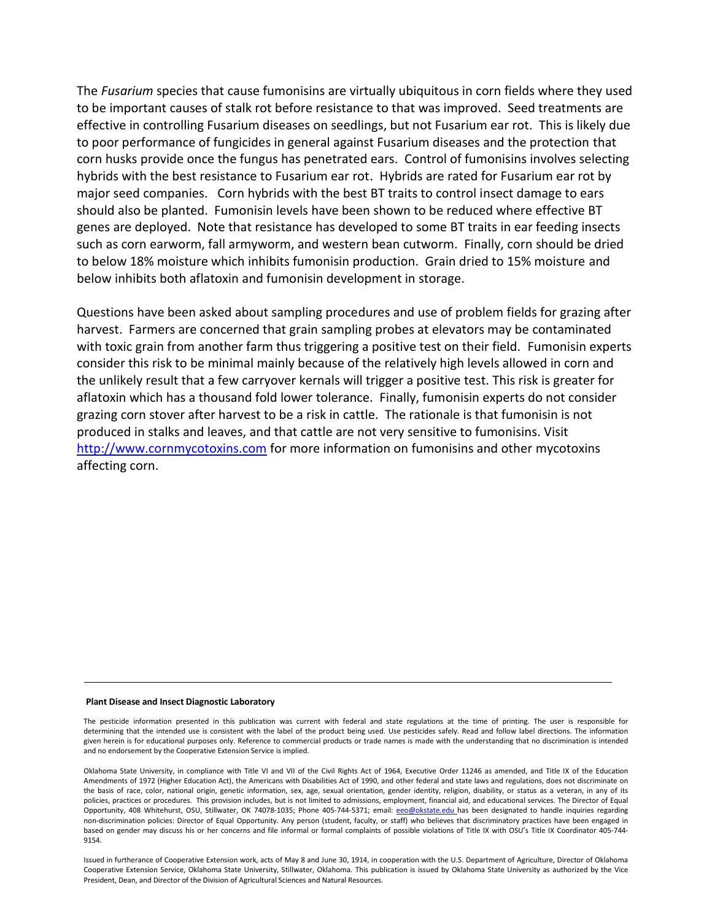The *Fusarium* species that cause fumonisins are virtually ubiquitous in corn fields where they used to be important causes of stalk rot before resistance to that was improved. Seed treatments are effective in controlling Fusarium diseases on seedlings, but not Fusarium ear rot. This is likely due to poor performance of fungicides in general against Fusarium diseases and the protection that corn husks provide once the fungus has penetrated ears. Control of fumonisins involves selecting hybrids with the best resistance to Fusarium ear rot. Hybrids are rated for Fusarium ear rot by major seed companies. Corn hybrids with the best BT traits to control insect damage to ears should also be planted. Fumonisin levels have been shown to be reduced where effective BT genes are deployed. Note that resistance has developed to some BT traits in ear feeding insects such as corn earworm, fall armyworm, and western bean cutworm. Finally, corn should be dried to below 18% moisture which inhibits fumonisin production. Grain dried to 15% moisture and below inhibits both aflatoxin and fumonisin development in storage.

Questions have been asked about sampling procedures and use of problem fields for grazing after harvest. Farmers are concerned that grain sampling probes at elevators may be contaminated with toxic grain from another farm thus triggering a positive test on their field. Fumonisin experts consider this risk to be minimal mainly because of the relatively high levels allowed in corn and the unlikely result that a few carryover kernals will trigger a positive test. This risk is greater for aflatoxin which has a thousand fold lower tolerance. Finally, fumonisin experts do not consider grazing corn stover after harvest to be a risk in cattle. The rationale is that fumonisin is not produced in stalks and leaves, and that cattle are not very sensitive to fumonisins. Visit [http://www.cornmycotoxins.com](http://www.cornmycotoxins.com) for more information on fumonisins and other mycotoxins affecting corn.

---

**Plant Disease and Insect Diagnostic Laboratory**

The pesticide information presented in this publication was current with federal and state regulations at the time of printing. The user is responsible for determining that the intended use is consistent with the label of the product being used. Use pesticides safely. Read and follow label directions. The information given herein is for educational purposes only. Reference to commercial products or trade names is made with the understanding that no discrimination is intended and no endorsement by the Cooperative Extension Service is implied.

Oklahoma State University, in compliance with Title VI and VII of the Civil Rights Act of 1964, Executive Order 11246 as amended, and Title IX of the Education Amendments of 1972 (Higher Education Act), the Americans with Disabilities Act of 1990, and other federal and state laws and regulations, does not discriminate on the basis of race, color, national origin, genetic information, sex, age, sexual orientation, gender identity, religion, disability, or status as a veteran, in any of its policies, practices or procedures. This provision includes, but is not limited to admissions, employment, financial aid, and educational services. The Director of Equal Opportunity, 408 Whitehurst, OSU, Stillwater, OK 74078-1035; Phone 405-744-5371; email: eeo@okstate.edu has been designated to handle inquiries regarding non-discrimination policies: Director of Equal Opportunity. Any person (student, faculty, or staff) who believes that discriminatory practices have been engaged in based on gender may discuss his or her concerns and file informal or formal complaints of possible violations of Title IX with OSU's Title IX Coordinator 405-744-9154.

Issued in furtherance of Cooperative Extension work, acts of May 8 and June 30, 1914, in cooperation with the U.S. Department of Agriculture, Director of Oklahoma Cooperative Extension Service, Oklahoma State University, Stillwater, Oklahoma. This publication is issued by Oklahoma State University as authorized by the Vice President, Dean, and Director of the Division of Agricultural Sciences and Natural Resources.